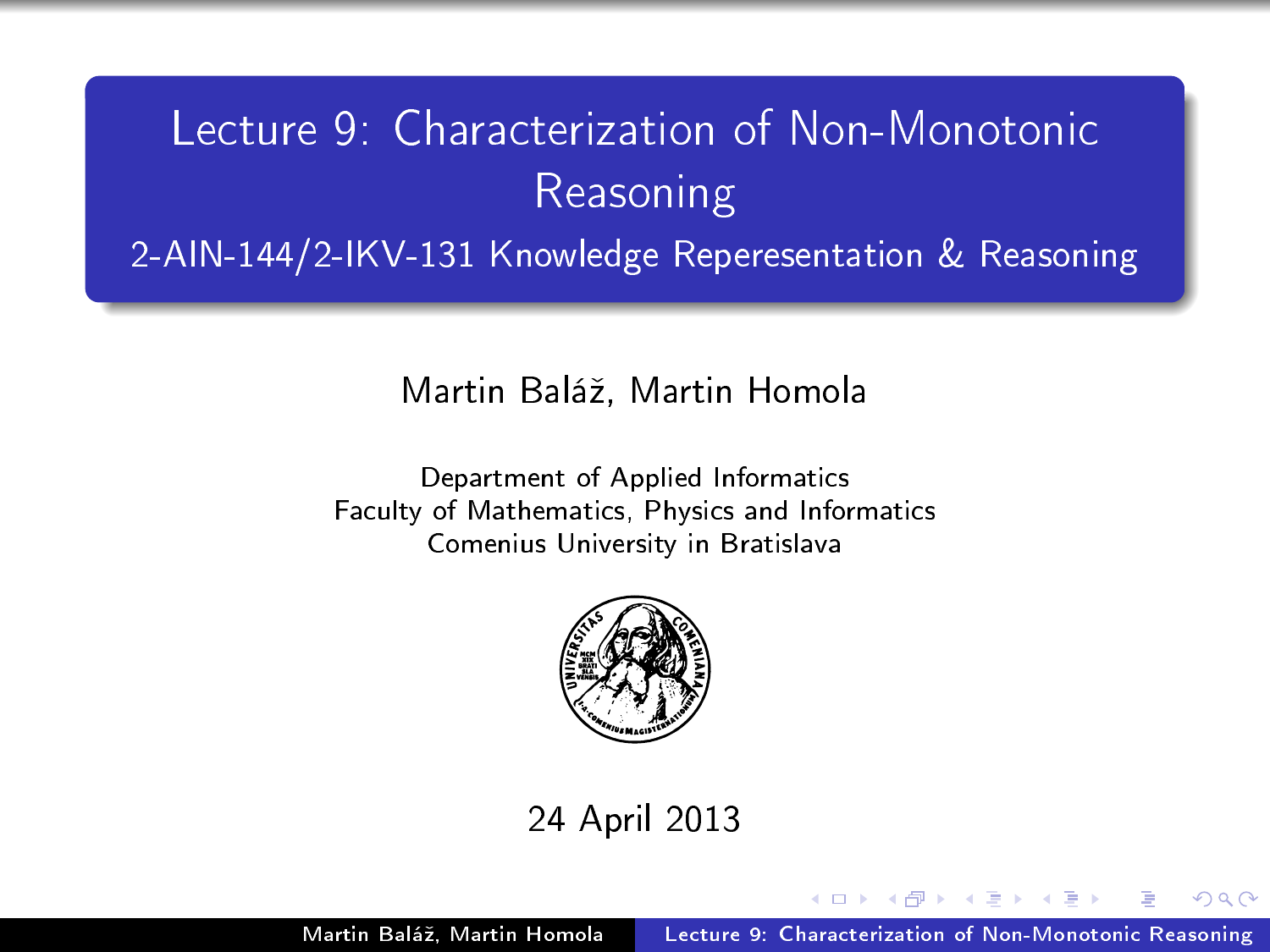# Lecture 9: Characterization of Non-Monotonic Reasoning

## 2-AIN-144/2-IKV-131 Knowledge Reperesentation & Reasoning

Martin Baláž, Martin Homola

Department of Applied Informatics
Faculty of Mathematics, Physics and Informatics
Comenius University in Bratislava

24 April 2013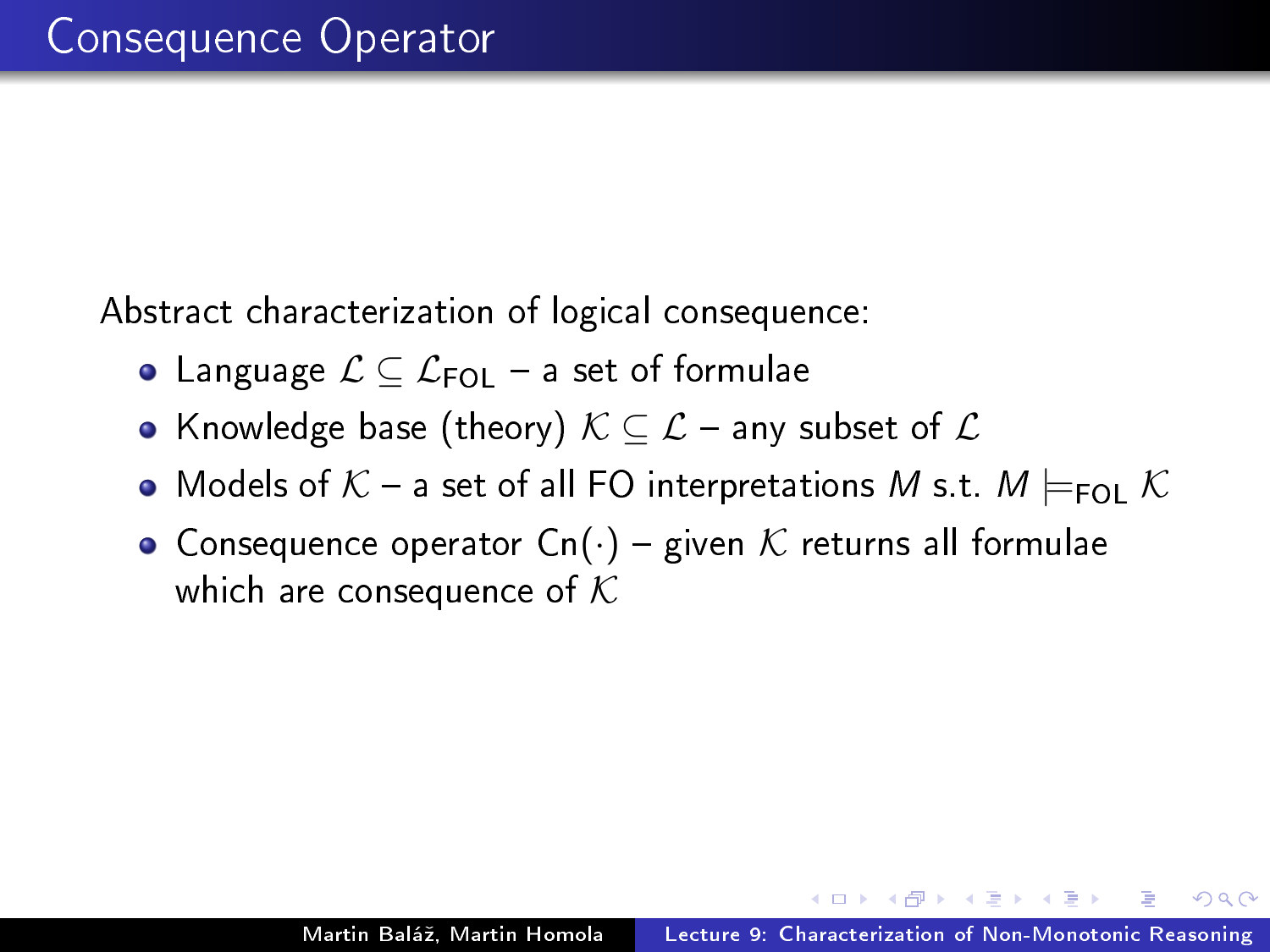# Consequence Operator

Abstract characterization of logical consequence:

- Language $\mathcal{L} \subseteq \mathcal{L}_{\mathsf{FOL}}$ – a set of formulae
- Knowledge base (theory) $\mathcal{K} \subseteq \mathcal{L}$ – any subset of $\mathcal{L}$
- Models of $\mathcal{K}$ – a set of all FO interpretations $M$ s.t. $M \models_{\mathsf{FOL}} \mathcal{K}$
- Consequence operator $\mathrm{Cn}(\cdot)$ – given $\mathcal{K}$ returns all formulae which are consequence of $\mathcal{K}$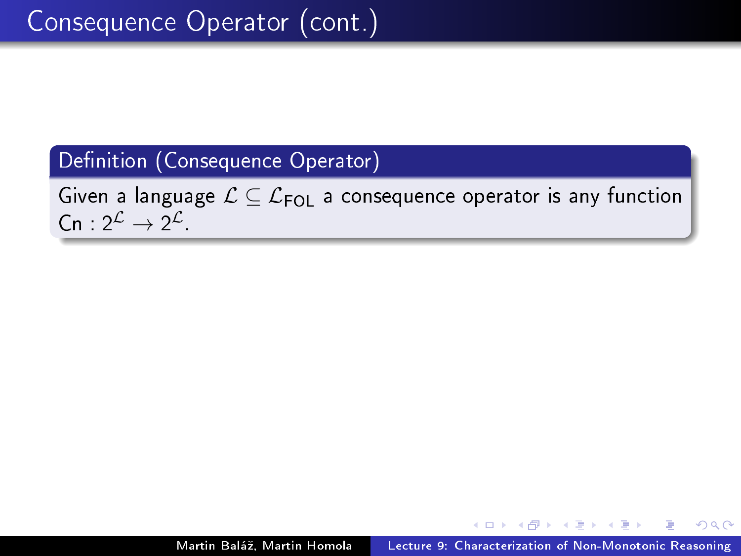# Consequence Operator (cont.)

**Definition (Consequence Operator)**

Given a language $\mathcal{L} \subseteq \mathcal{L}_{\mathsf{FOL}}$ a consequence operator is any function $\mathsf{Cn} : 2^{\mathcal{L}} \rightarrow 2^{\mathcal{L}}$.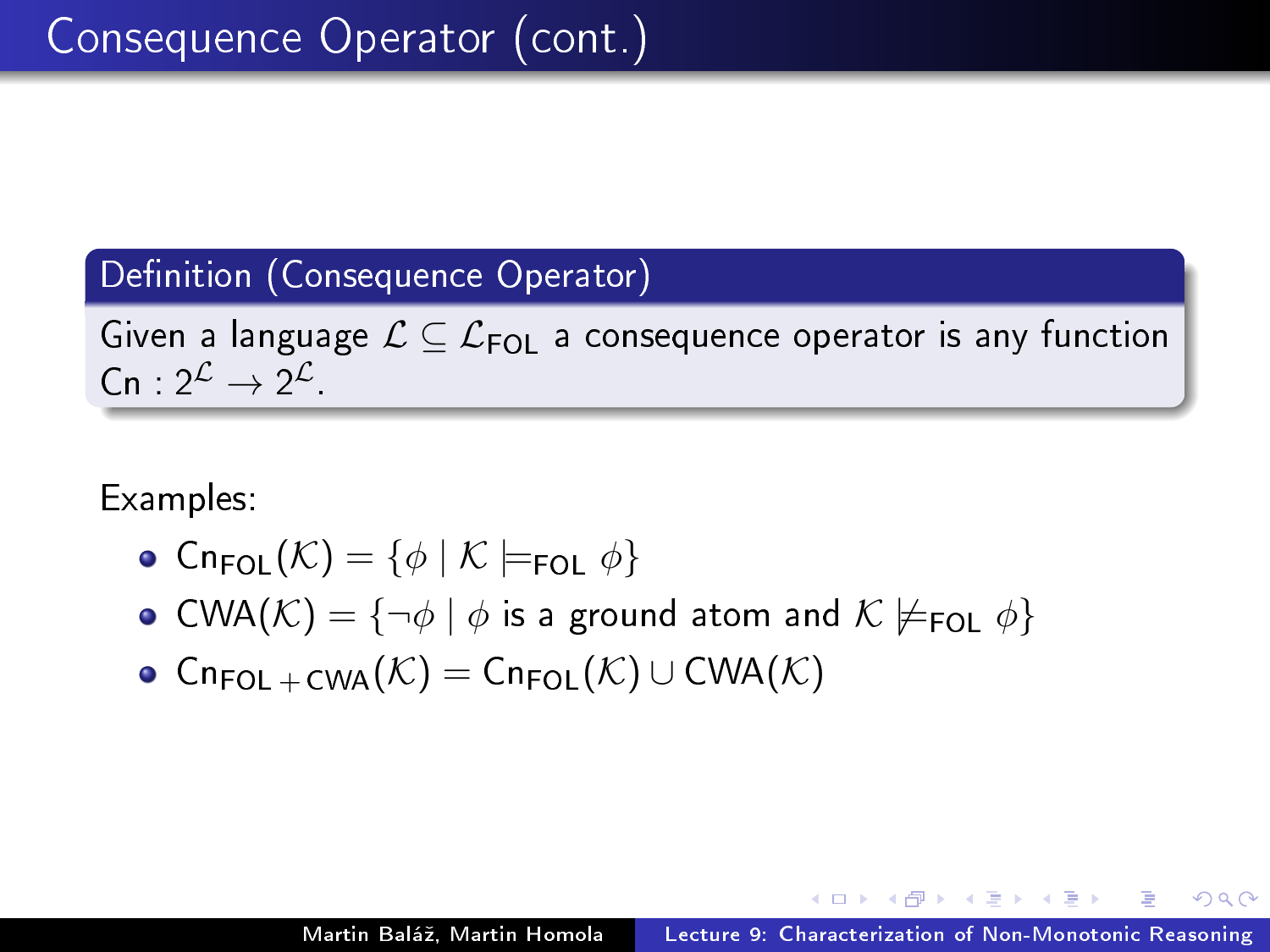# Consequence Operator (cont.)

**Definition (Consequence Operator)**

Given a language $\mathcal{L} \subseteq \mathcal{L}_{\mathsf{FOL}}$ a consequence operator is any function $\mathsf{Cn} : 2^{\mathcal{L}} \to 2^{\mathcal{L}}$.

Examples:

- $\mathsf{Cn}_{\mathsf{FOL}}(\mathcal{K}) = \{\phi \mid \mathcal{K} \models_{\mathsf{FOL}} \phi\}$
- $\mathsf{CWA}(\mathcal{K}) = \{\neg\phi \mid \phi \text{ is a ground atom and } \mathcal{K} \not\models_{\mathsf{FOL}} \phi\}$
- $\mathsf{Cn}_{\mathsf{FOL}+\mathsf{CWA}}(\mathcal{K}) = \mathsf{Cn}_{\mathsf{FOL}}(\mathcal{K}) \cup \mathsf{CWA}(\mathcal{K})$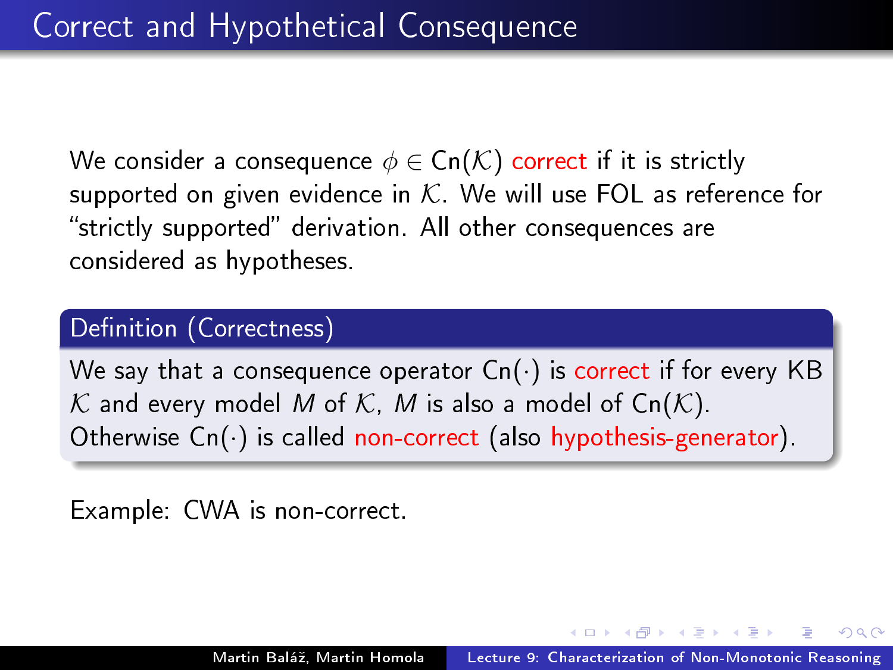# Correct and Hypothetical Consequence

We consider a consequence $\phi \in \mathrm{Cn}(\mathcal{K})$ correct if it is strictly supported on given evidence in $\mathcal{K}$. We will use FOL as reference for "strictly supported" derivation. All other consequences are considered as hypotheses.

**Definition (Correctness)**

We say that a consequence operator $\mathrm{Cn}(\cdot)$ is correct if for every KB $\mathcal{K}$ and every model $M$ of $\mathcal{K}$, $M$ is also a model of $\mathrm{Cn}(\mathcal{K})$. Otherwise $\mathrm{Cn}(\cdot)$ is called non-correct (also hypothesis-generator).

Example: CWA is non-correct.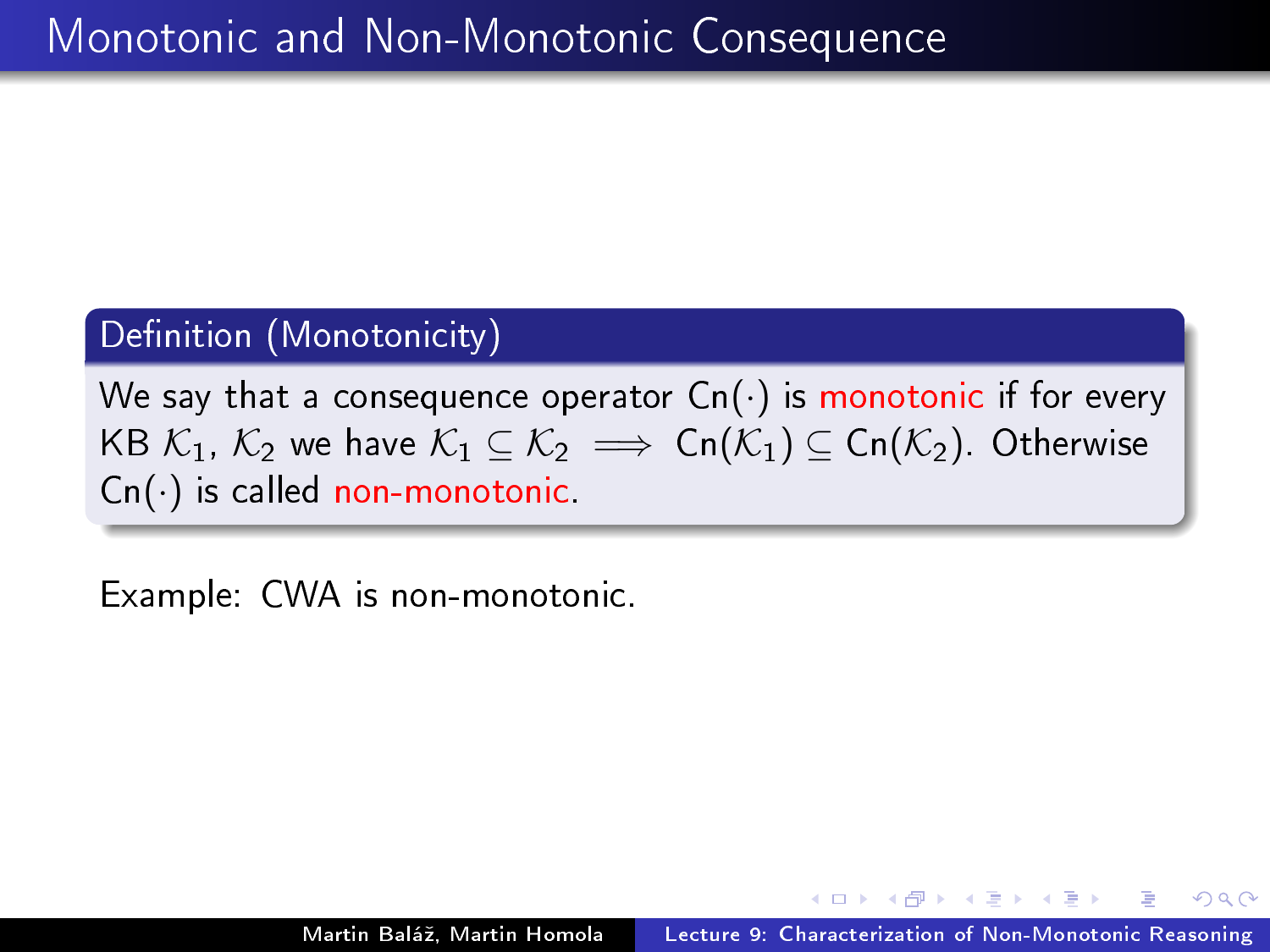# Monotonic and Non-Monotonic Consequence

**Definition (Monotonicity)**

We say that a consequence operator $\mathrm{Cn}(\cdot)$ is monotonic if for every KB $\mathcal{K}_1$, $\mathcal{K}_2$ we have $\mathcal{K}_1 \subseteq \mathcal{K}_2 \implies \mathrm{Cn}(\mathcal{K}_1) \subseteq \mathrm{Cn}(\mathcal{K}_2)$. Otherwise $\mathrm{Cn}(\cdot)$ is called non-monotonic.

Example: CWA is non-monotonic.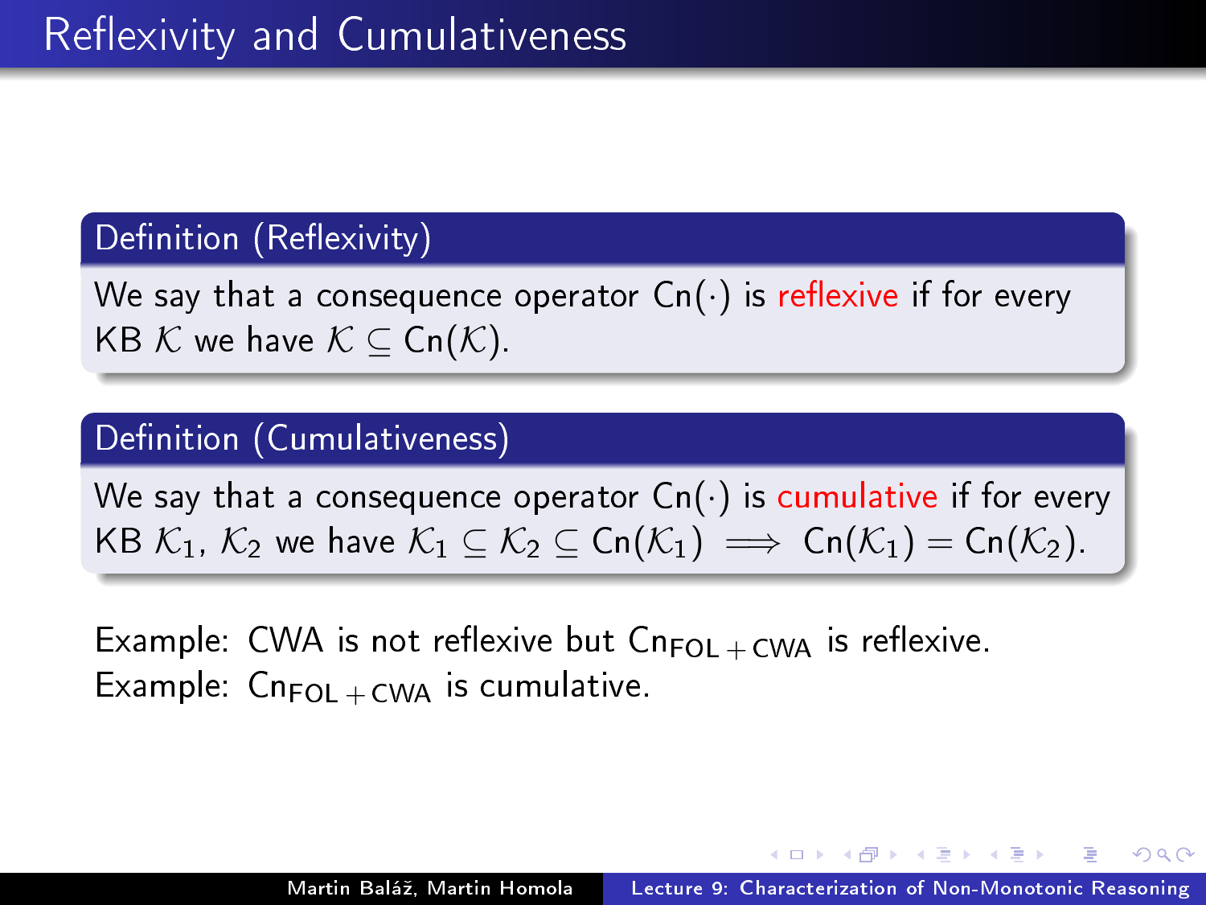# Reflexivity and Cumulativeness

**Definition (Reflexivity)**

We say that a consequence operator $\mathsf{Cn}(\cdot)$ is *reflexive* if for every KB $\mathcal{K}$ we have $\mathcal{K} \subseteq \mathsf{Cn}(\mathcal{K})$.

**Definition (Cumulativeness)**

We say that a consequence operator $\mathsf{Cn}(\cdot)$ is *cumulative* if for every KB $\mathcal{K}_1$, $\mathcal{K}_2$ we have $\mathcal{K}_1 \subseteq \mathcal{K}_2 \subseteq \mathsf{Cn}(\mathcal{K}_1) \implies \mathsf{Cn}(\mathcal{K}_1) = \mathsf{Cn}(\mathcal{K}_2)$.

Example: CWA is not reflexive but $\mathsf{Cn}_{\mathsf{FOL}+\mathsf{CWA}}$ is reflexive.
Example: $\mathsf{Cn}_{\mathsf{FOL}+\mathsf{CWA}}$ is cumulative.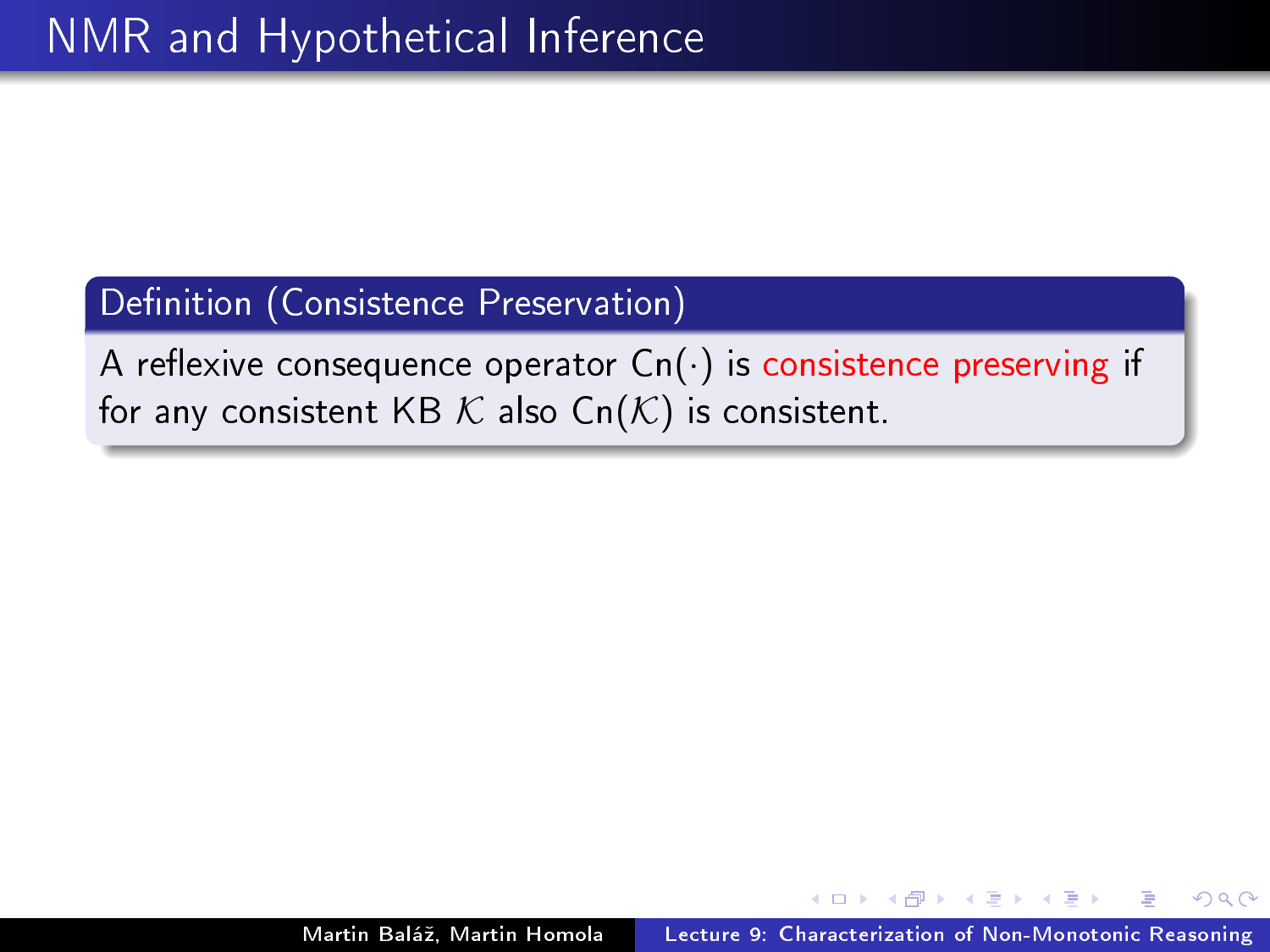# NMR and Hypothetical Inference

**Definition (Consistence Preservation)**

A reflexive consequence operator $\mathrm{Cn}(\cdot)$ is *consistence preserving* if for any consistent KB $\mathcal{K}$ also $\mathrm{Cn}(\mathcal{K})$ is consistent.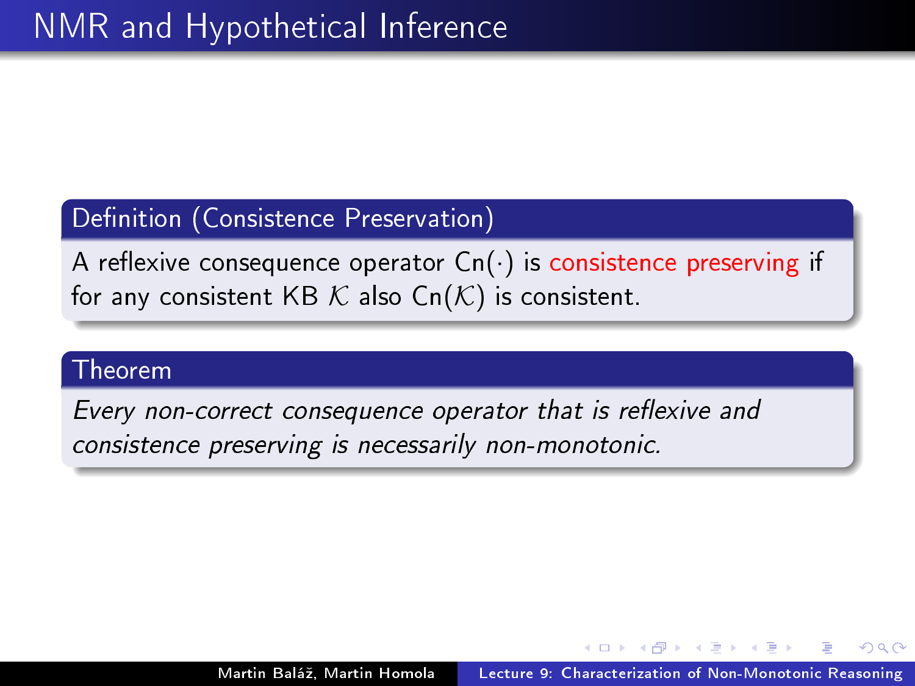# NMR and Hypothetical Inference

**Definition (Consistence Preservation)**

A reflexive consequence operator $\mathrm{Cn}(\cdot)$ is consistence preserving if for any consistent KB $\mathcal{K}$ also $\mathrm{Cn}(\mathcal{K})$ is consistent.

**Theorem**

*Every non-correct consequence operator that is reflexive and consistence preserving is necessarily non-monotonic.*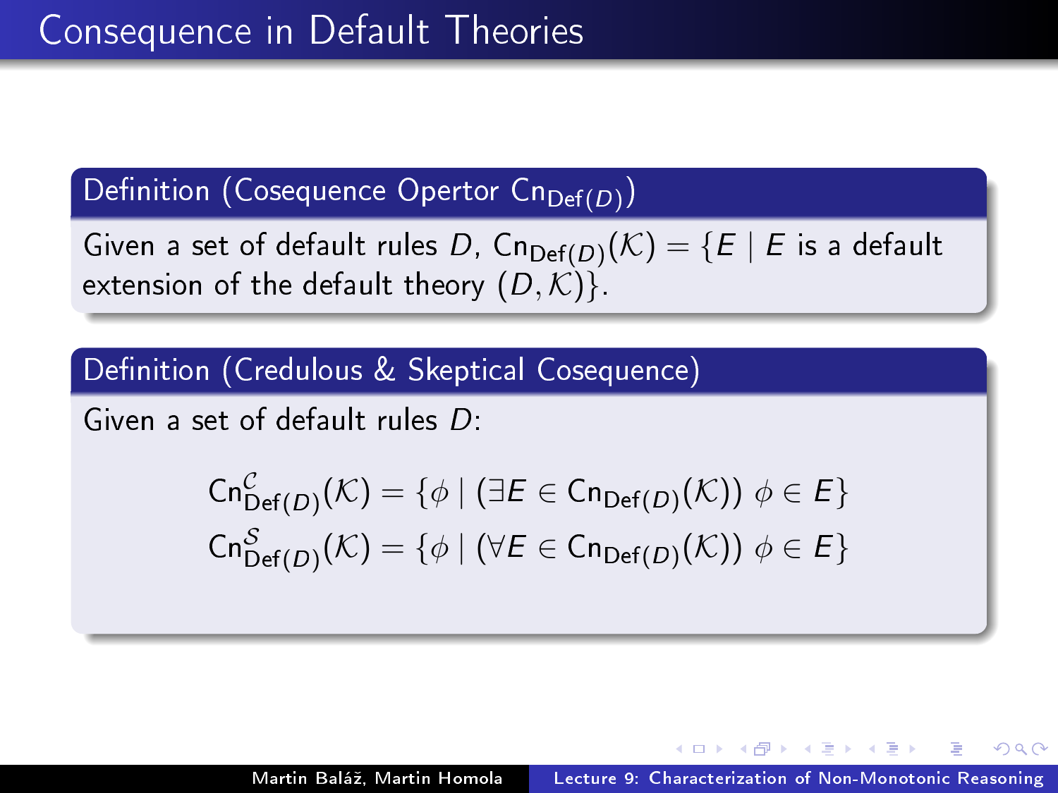# Consequence in Default Theories

### Definition (Cosequence Opertor $\mathrm{Cn}_{\mathrm{Def}(D)}$)

Given a set of default rules $D$, $\mathrm{Cn}_{\mathrm{Def}(D)}(\mathcal{K}) = \{E \mid E$ is a default extension of the default theory $(D, \mathcal{K})\}$.

### Definition (Credulous & Skeptical Cosequence)

Given a set of default rules $D$:

$$\mathrm{Cn}^{\mathcal{C}}_{\mathrm{Def}(D)}(\mathcal{K}) = \{\phi \mid (\exists E \in \mathrm{Cn}_{\mathrm{Def}(D)}(\mathcal{K}))\ \phi \in E\}$$

$$\mathrm{Cn}^{\mathcal{S}}_{\mathrm{Def}(D)}(\mathcal{K}) = \{\phi \mid (\forall E \in \mathrm{Cn}_{\mathrm{Def}(D)}(\mathcal{K}))\ \phi \in E\}$$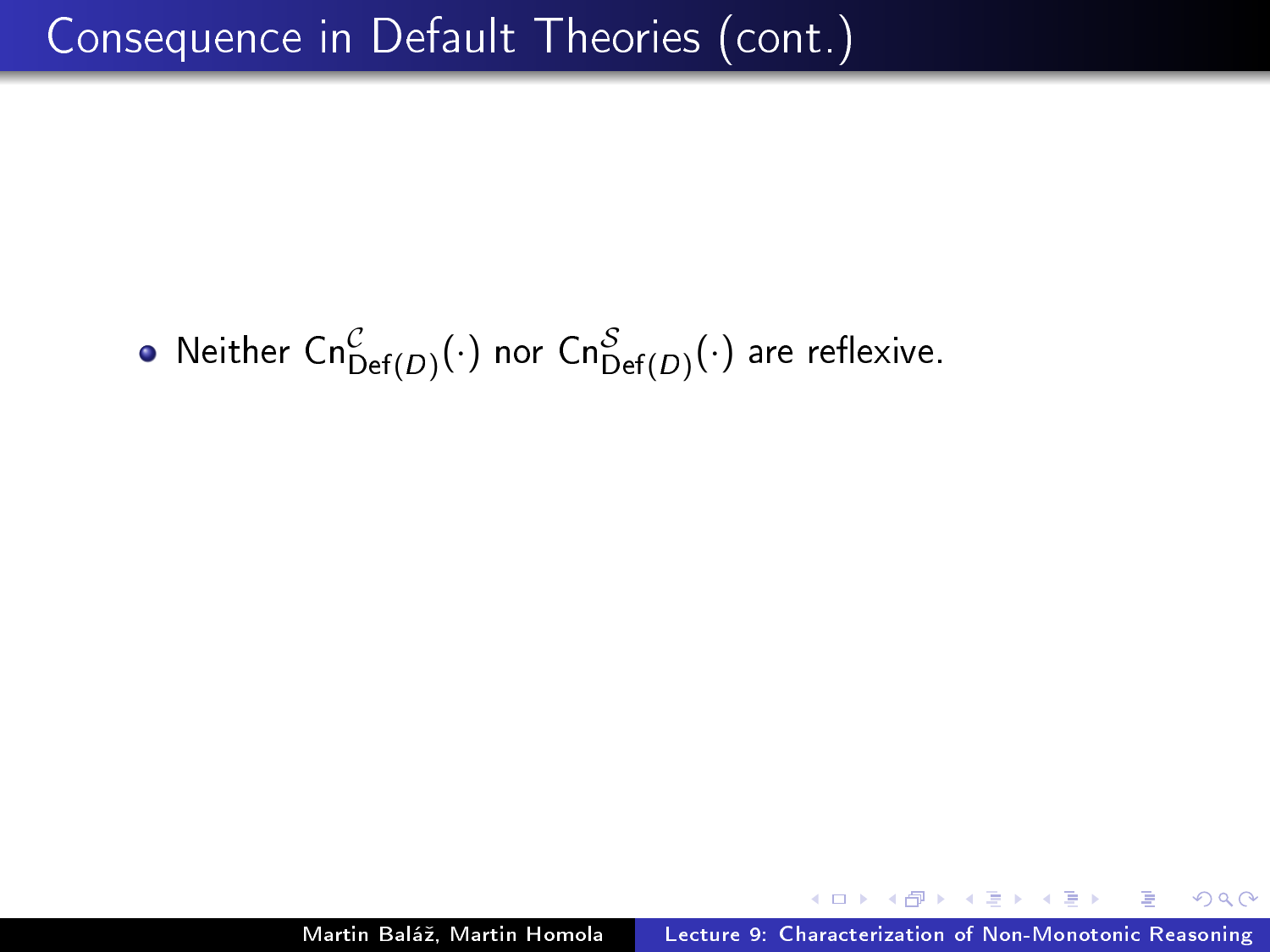# Consequence in Default Theories (cont.)

- Neither $\mathrm{Cn}^{\mathcal{C}}_{\mathrm{Def}(D)}(\cdot)$ nor $\mathrm{Cn}^{\mathcal{S}}_{\mathrm{Def}(D)}(\cdot)$ are reflexive.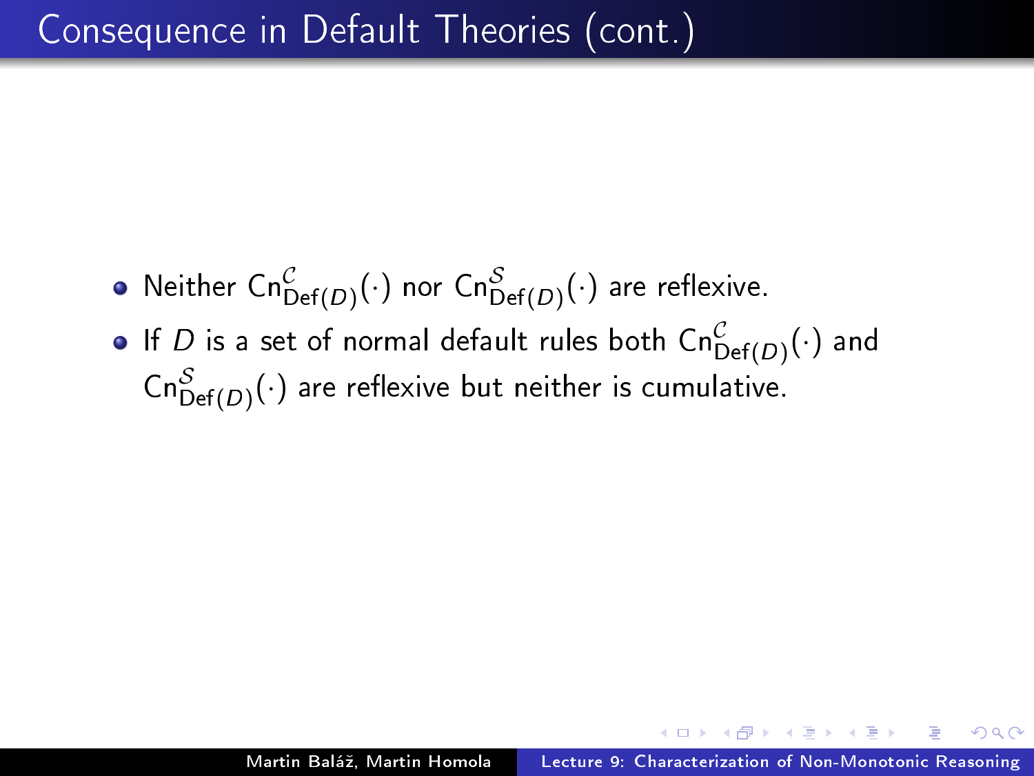# Consequence in Default Theories (cont.)

- Neither $\mathrm{Cn}^{\mathcal{C}}_{\mathrm{Def}(D)}(\cdot)$ nor $\mathrm{Cn}^{\mathcal{S}}_{\mathrm{Def}(D)}(\cdot)$ are reflexive.
- If $D$ is a set of normal default rules both $\mathrm{Cn}^{\mathcal{C}}_{\mathrm{Def}(D)}(\cdot)$ and $\mathrm{Cn}^{\mathcal{S}}_{\mathrm{Def}(D)}(\cdot)$ are reflexive but neither is cumulative.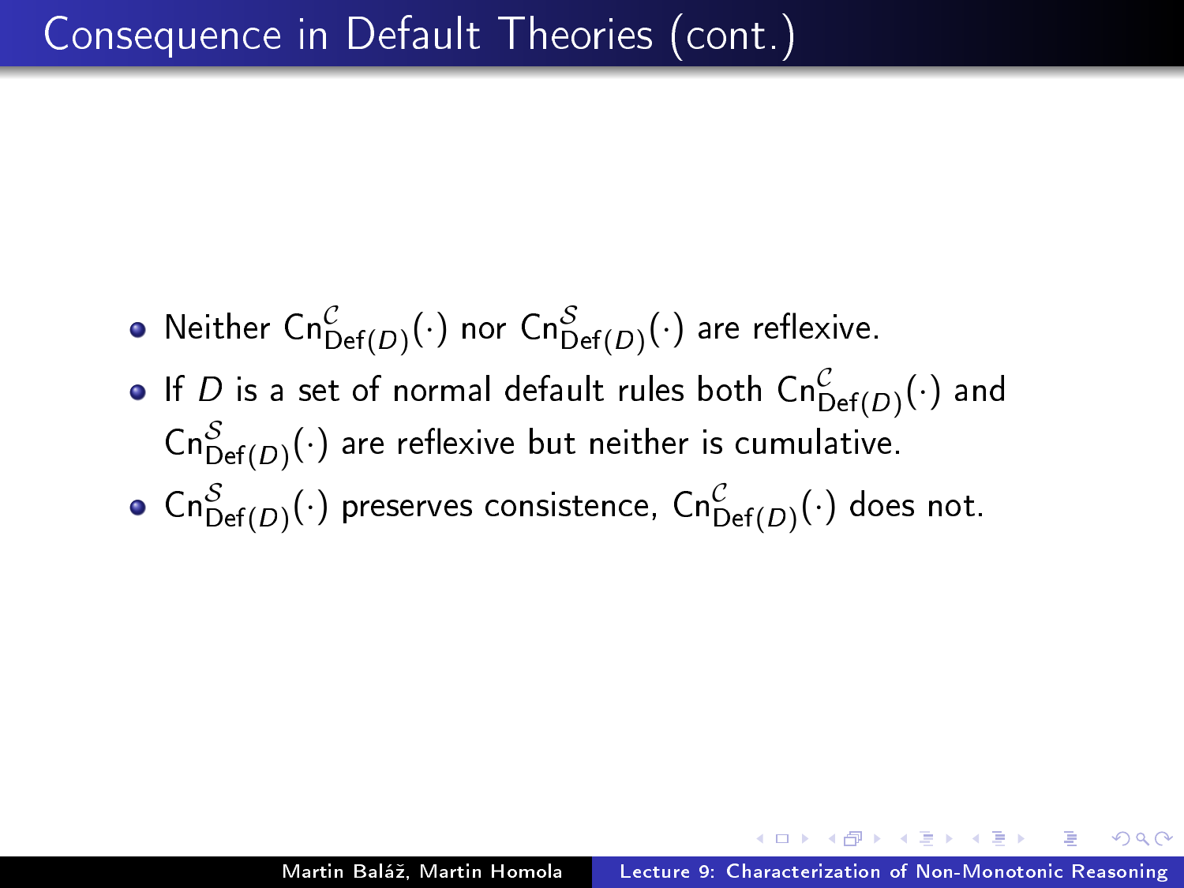## Consequence in Default Theories (cont.)

- Neither $\mathrm{Cn}^{\mathcal{C}}_{\mathrm{Def}(D)}(\cdot)$ nor $\mathrm{Cn}^{\mathcal{S}}_{\mathrm{Def}(D)}(\cdot)$ are reflexive.
- If $D$ is a set of normal default rules both $\mathrm{Cn}^{\mathcal{C}}_{\mathrm{Def}(D)}(\cdot)$ and $\mathrm{Cn}^{\mathcal{S}}_{\mathrm{Def}(D)}(\cdot)$ are reflexive but neither is cumulative.
- $\mathrm{Cn}^{\mathcal{S}}_{\mathrm{Def}(D)}(\cdot)$ preserves consistence, $\mathrm{Cn}^{\mathcal{C}}_{\mathrm{Def}(D)}(\cdot)$ does not.